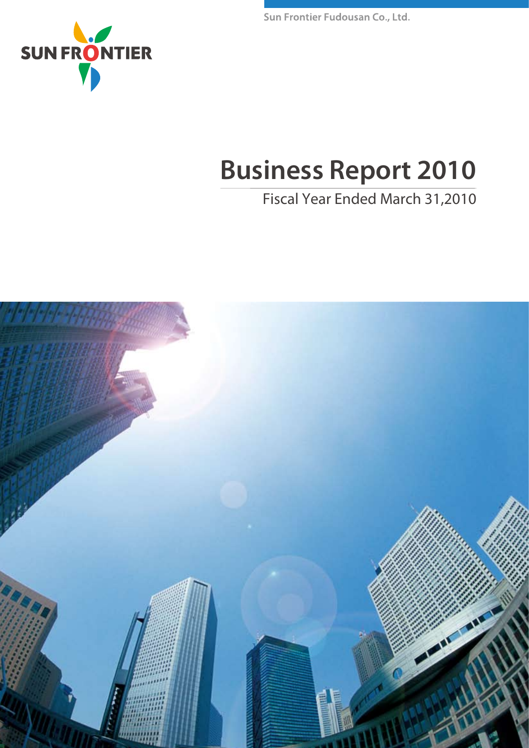Sun Frontier Fudousan Co., Ltd.

SUN FRONTIER

# Business Report 2010

Fiscal Year Ended March 31,2010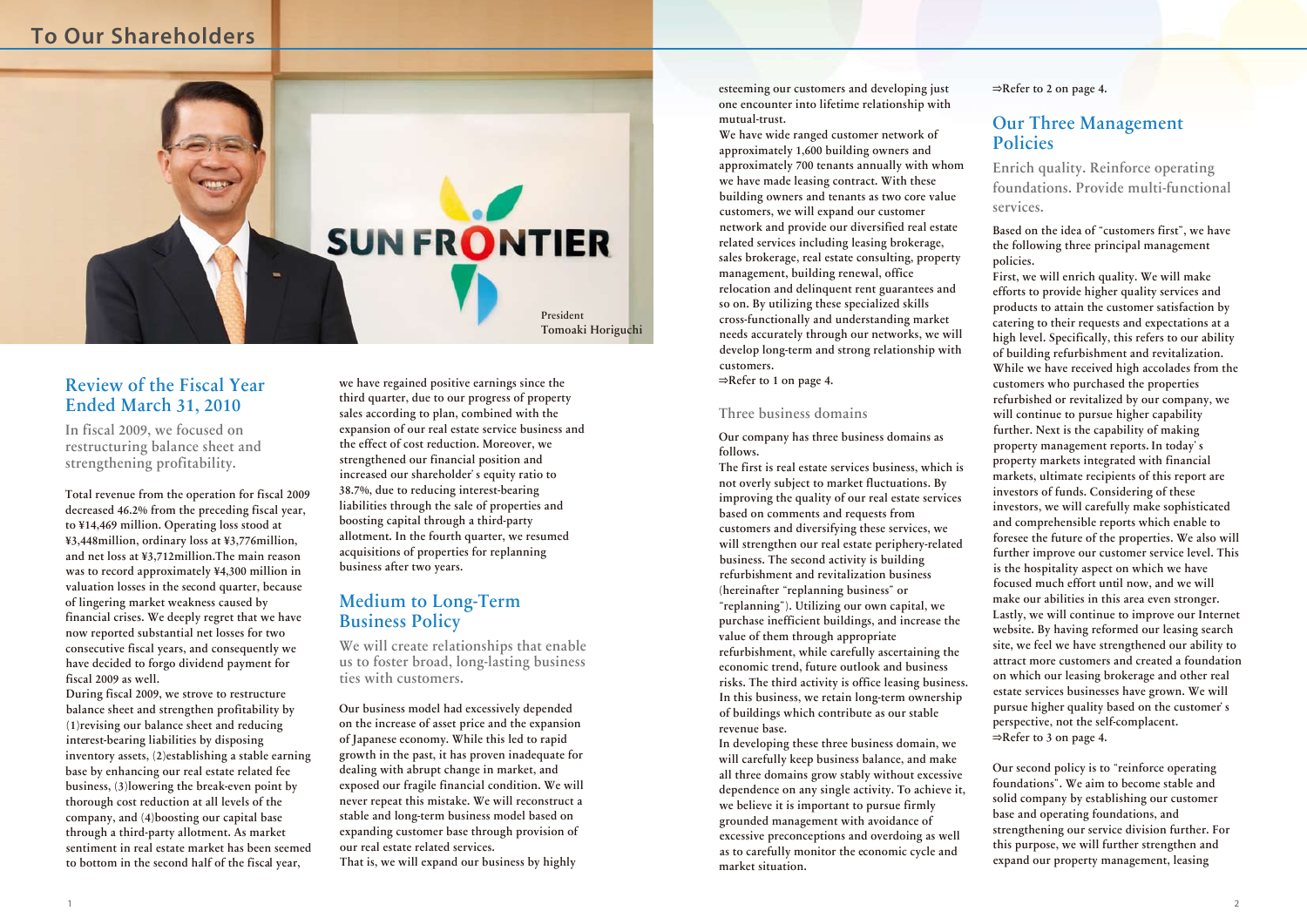# To Our Shareholders

President
Tomoaki Horiguchi

## Review of the Fiscal Year Ended March 31, 2010

In fiscal 2009, we focused on restructuring balance sheet and strengthening profitability.

Total revenue from the operation for fiscal 2009 decreased 46.2% from the preceding fiscal year, to ¥14,469 million. Operating loss stood at ¥3,448million, ordinary loss at ¥3,776million, and net loss at ¥3,712million.The main reason was to record approximately ¥4,300 million in valuation losses in the second quarter, because of lingering market weakness caused by financial crises. We deeply regret that we have now reported substantial net losses for two consecutive fiscal years, and consequently we have decided to forgo dividend payment for fiscal 2009 as well.

During fiscal 2009, we strove to restructure balance sheet and strengthen profitability by (1)revising our balance sheet and reducing interest-bearing liabilities by disposing inventory assets, (2)establishing a stable earning base by enhancing our real estate related fee business, (3)lowering the break-even point by thorough cost reduction at all levels of the company, and (4)boosting our capital base through a third-party allotment. As market sentiment in real estate market has been seemed to bottom in the second half of the fiscal year, we have regained positive earnings since the third quarter, due to our progress of property sales according to plan, combined with the expansion of our real estate service business and the effect of cost reduction. Moreover, we strengthened our financial position and increased our shareholder' s equity ratio to 38.7%, due to reducing interest-bearing liabilities through the sale of properties and boosting capital through a third-party allotment. In the fourth quarter, we resumed acquisitions of properties for replanning business after two years.

## Medium to Long-Term Business Policy

We will create relationships that enable us to foster broad, long-lasting business ties with customers.

Our business model had excessively depended on the increase of asset price and the expansion of Japanese economy. While this led to rapid growth in the past, it has proven inadequate for dealing with abrupt change in market, and exposed our fragile financial condition. We will never repeat this mistake. We will reconstruct a stable and long-term business model based on expanding customer base through provision of our real estate related services.

That is, we will expand our business by highly esteeming our customers and developing just one encounter into lifetime relationship with mutual-trust.

We have wide ranged customer network of approximately 1,600 building owners and approximately 700 tenants annually with whom we have made leasing contract. With these building owners and tenants as two core value customers, we will expand our customer network and provide our diversified real estate related services including leasing brokerage, sales brokerage, real estate consulting, property management, building renewal, office relocation and delinquent rent guarantees and so on. By utilizing these specialized skills cross-functionally and understanding market needs accurately through our networks, we will develop long-term and strong relationship with customers.

⇒Refer to 1 on page 4.

### Three business domains

Our company has three business domains as follows.

The first is real estate services business, which is not overly subject to market fluctuations. By improving the quality of our real estate services based on comments and requests from customers and diversifying these services, we will strengthen our real estate periphery-related business. The second activity is building refurbishment and revitalization business (hereinafter "replanning business" or "replanning"). Utilizing our own capital, we purchase inefficient buildings, and increase the value of them through appropriate refurbishment, while carefully ascertaining the economic trend, future outlook and business risks. The third activity is office leasing business. In this business, we retain long-term ownership of buildings which contribute as our stable revenue base.

In developing these three business domain, we will carefully keep business balance, and make all three domains grow stably without excessive dependence on any single activity. To achieve it, we believe it is important to pursue firmly grounded management with avoidance of excessive preconceptions and overdoing as well as to carefully monitor the economic cycle and market situation.

⇒Refer to 2 on page 4.

## Our Three Management Policies

Enrich quality. Reinforce operating foundations. Provide multi-functional services.

Based on the idea of "customers first", we have the following three principal management policies.

First, we will enrich quality. We will make efforts to provide higher quality services and products to attain the customer satisfaction by catering to their requests and expectations at a high level. Specifically, this refers to our ability of building refurbishment and revitalization. While we have received high accolades from the customers who purchased the properties refurbished or revitalized by our company, we will continue to pursue higher capability further. Next is the capability of making property management reports. In today' s property markets integrated with financial markets, ultimate recipients of this report are investors of funds. Considering of these investors, we will carefully make sophisticated and comprehensible reports which enable to foresee the future of the properties. We also will further improve our customer service level. This is the hospitality aspect on which we have focused much effort until now, and we will make our abilities in this area even stronger. Lastly, we will continue to improve our Internet website. By having reformed our leasing search site, we feel we have strengthened our ability to attract more customers and created a foundation on which our leasing brokerage and other real estate services businesses have grown. We will pursue higher quality based on the customer' s perspective, not the self-complacent.

⇒Refer to 3 on page 4.

Our second policy is to "reinforce operating foundations". We aim to become stable and solid company by establishing our customer base and operating foundations, and strengthening our service division further. For this purpose, we will further strengthen and expand our property management, leasing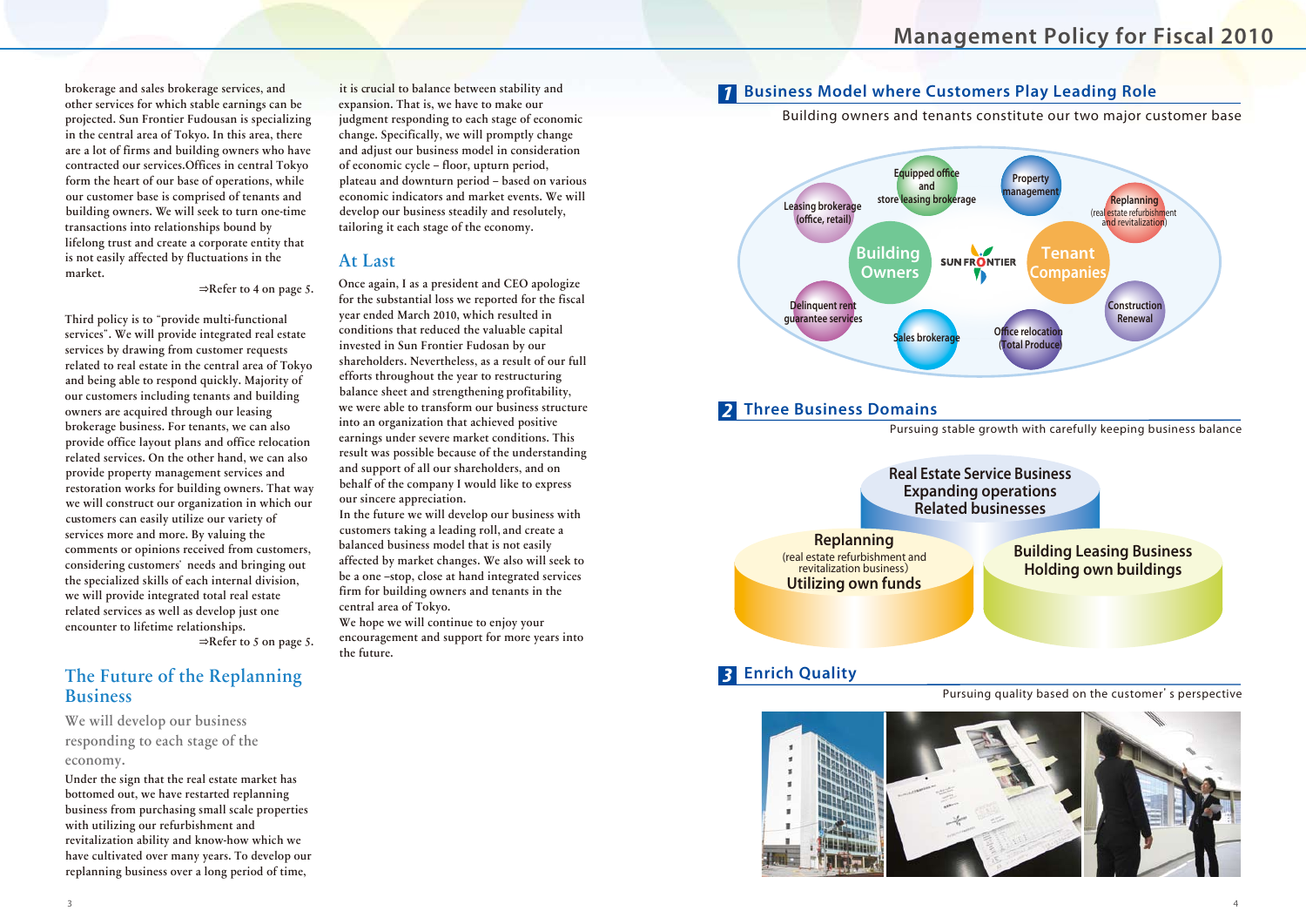brokerage and sales brokerage services, and other services for which stable earnings can be projected. Sun Frontier Fudousan is specializing in the central area of Tokyo. In this area, there are a lot of firms and building owners who have contracted our services.Offices in central Tokyo form the heart of our base of operations, while our customer base is comprised of tenants and building owners. We will seek to turn one-time transactions into relationships bound by lifelong trust and create a corporate entity that is not easily affected by fluctuations in the market.

⇒Refer to 4 on page 5.

Third policy is to "provide multi-functional services". We will provide integrated real estate services by drawing from customer requests related to real estate in the central area of Tokyo and being able to respond quickly. Majority of our customers including tenants and building owners are acquired through our leasing brokerage business. For tenants, we can also provide office layout plans and office relocation related services. On the other hand, we can also provide property management services and restoration works for building owners. That way we will construct our organization in which our customers can easily utilize our variety of services more and more. By valuing the comments or opinions received from customers, considering customers' needs and bringing out the specialized skills of each internal division, we will provide integrated total real estate related services as well as develop just one encounter to lifetime relationships.

⇒Refer to 5 on page 5.

## The Future of the Replanning Business

We will develop our business responding to each stage of the economy.

Under the sign that the real estate market has bottomed out, we have restarted replanning business from purchasing small scale properties with utilizing our refurbishment and revitalization ability and know-how which we have cultivated over many years. To develop our replanning business over a long period of time, it is crucial to balance between stability and expansion. That is, we have to make our judgment responding to each stage of economic change. Specifically, we will promptly change and adjust our business model in consideration of economic cycle – floor, upturn period, plateau and downturn period – based on various economic indicators and market events. We will develop our business steadily and resolutely, tailoring it each stage of the economy.

## At Last

Once again, I as a president and CEO apologize for the substantial loss we reported for the fiscal year ended March 2010, which resulted in conditions that reduced the valuable capital invested in Sun Frontier Fudosan by our shareholders. Nevertheless, as a result of our full efforts throughout the year to restructuring balance sheet and strengthening profitability, we were able to transform our business structure into an organization that achieved positive earnings under severe market conditions. This result was possible because of the understanding and support of all our shareholders, and on behalf of the company I would like to express our sincere appreciation.

In the future we will develop our business with customers taking a leading roll, and create a balanced business model that is not easily affected by market changes. We also will seek to be a one –stop, close at hand integrated services firm for building owners and tenants in the central area of Tokyo.

We hope we will continue to enjoy your encouragement and support for more years into the future.

# Management Policy for Fiscal 2010

## 1 Business Model where Customers Play Leading Role

Building owners and tenants constitute our two major customer base

Building Owners — SUN FRONTIER — Tenant Companies

- Leasing brokerage (office, retail)
- Equipped office and store leasing brokerage
- Property management
- Replanning (real estate refurbishment and revitalization)
- Construction Renewal
- Office relocation (Total Produce)
- Sales brokerage
- Delinquent rent guarantee services

## 2 Three Business Domains

Pursuing stable growth with carefully keeping business balance

- **Real Estate Service Business** — Expanding operations, Related businesses
- **Replanning** (real estate refurbishment and revitalization business) — Utilizing own funds
- **Building Leasing Business** — Holding own buildings

## 3 Enrich Quality

Pursuing quality based on the customer' s perspective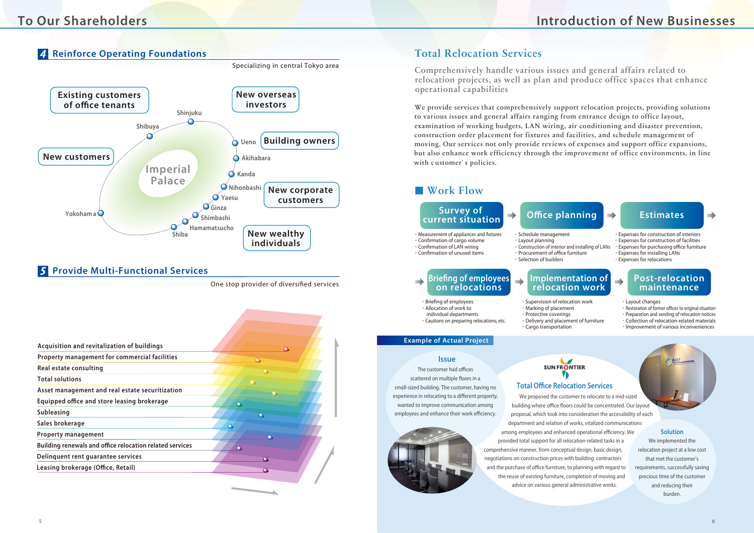## 4 Reinforce Operating Foundations

Specializing in central Tokyo area

Existing customers of office tenants

New overseas investors

Building owners

New customers

New corporate customers

New wealthy individuals

Imperial Palace

Shinjuku, Shibuya, Ueno, Akihabara, Kanda, Nihonbashi, Yaesu, Ginza, Shimbashi, Hamamatsucho, Shiba, Yokohama

## 5 Provide Multi-Functional Services

One stop provider of diversified services

- Acquisition and revitalization of buildings
- Property management for commercial facilities
- Real estate consulting
- Total solutions
- Asset management and real estate securitization
- Equipped office and store leasing brokerage
- Subleasing
- Sales brokerage
- Property management
- Building renewals and office relocation related services
- Delinquent rent guarantee services
- Leasing brokerage (Office, Retail)

# Introduction of New Businesses

## Total Relocation Services

Comprehensively handle various issues and general affairs related to relocation projects, as well as plan and produce office spaces that enhance operational capabilities

We provide services that comprehensively support relocation projects, providing solutions to various issues and general affairs ranging from entrance design to office layout, examination of working budgets, LAN wiring, air conditioning and disaster prevention, construction order placement for fixtures and facilities, and schedule management of moving. Our services not only provide reviews of expenses and support office expansions, but also enhance work efficiency through the improvement of office environments, in line with customer's policies.

### Work Flow

**Survey of current situation** →
- Measurement of appliances and fixtures
- Confirmation of cargo volume
- Confirmation of LAN wiring
- Confirmation of unused items

**Office planning** →
- Schedule management
- Layout planning
- Construction of interior and installing of LANs
- Procurement of office furniture
- Selection of builders

**Estimates** →
- Expenses for construction of interiors
- Expenses for construction of facilities
- Expenses for purchasing office furniture
- Expenses for installing LANs
- Expenses for relocations

**Briefing of employees on relocations** →
- Briefing of employees
- Allocation of work to individual departments
- Cautions on preparing relocations, etc.

**Implementation of relocation work** →
- Supervision of relocation work
- Marking of placement
- Protective coverings
- Delivery and placement of furniture
- Cargo transportation

**Post-relocation maintenance**
- Layout changes
- Restoration of former offices to original situation
- Preparation and sending of relocation notices
- Collection of relocation-related materials
- Improvement of various inconveniences

### Example of Actual Project

**Issue**

The customer had offices scattered on multiple floors in a small-sized building. The customer, having no experience in relocating to a different property, wanted to improve communication among employees and enhance their work efficiency.

**SUN FRONTIER Total Office Relocation Services**

We proposed the customer to relocate to a mid-sized building where office floors could be concentrated. Our layout proposal, which took into consideration the accessibility of each department and relation of works, vitalized communications among employees and enhanced operational efficiency. We provided total support for all relocation-related tasks in a comprehensive manner, from conceptual design, basic design, negotiations on construction prices with building contractors and the purchase of office furniture, to planning with regard to the reuse of existing furniture, completion of moving and advice on various general administrative works.

**Solution**

We implemented the relocation project at a low cost that met the customer's requirements, successfully saving precious time of the customer and reducing their burden.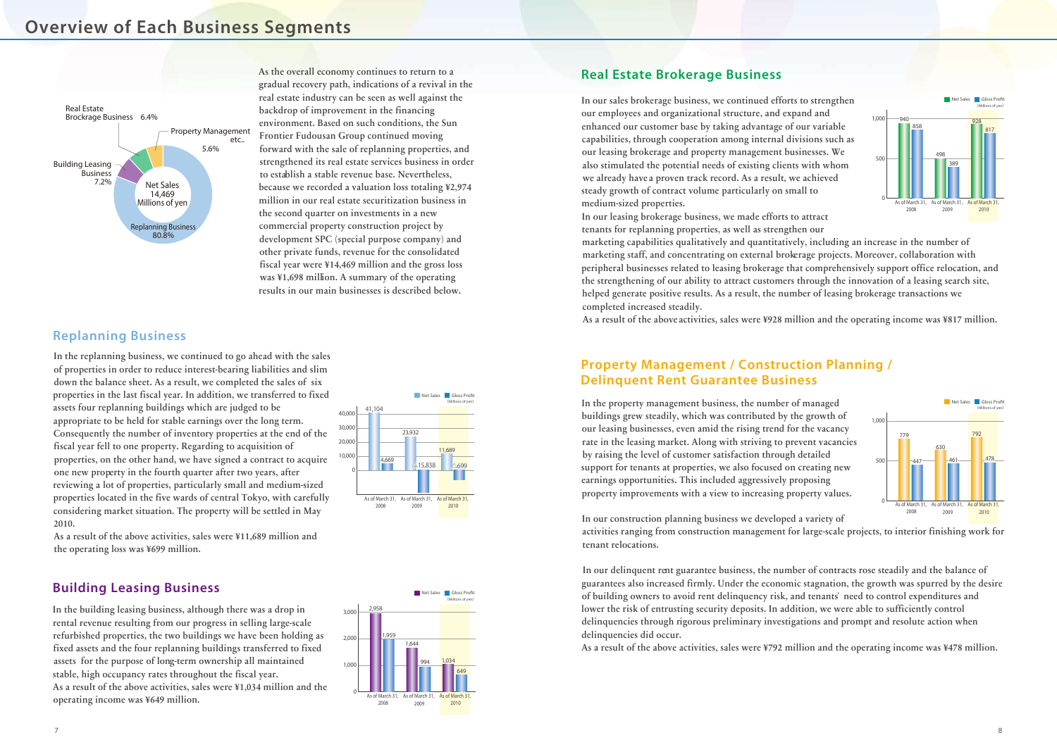# Overview of Each Business Segments

| Segment | Share |
|---|---|
| Replanning Business | 80.8% |
| Building Leasing Business | 7.2% |
| Real Estate Brockrage Business | 6.4% |
| Property Management etc.. | 5.6% |

Net Sales 14,469 Millions of yen

As the overall economy continues to return to a gradual recovery path, indications of a revival in the real estate industry can be seen as well against the backdrop of improvement in the financing environment. Based on such conditions, the Sun Frontier Fudousan Group continued moving forward with the sale of replanning properties, and strengthened its real estate services business in order to establish a stable revenue base. Nevertheless, because we recorded a valuation loss totaling ¥2,974 million in our real estate securitization business in the second quarter on investments in a new commercial property construction project by development SPC (special purpose company) and other private funds, revenue for the consolidated fiscal year were ¥14,469 million and the gross loss was ¥1,698 million. A summary of the operating results in our main businesses is described below.

## Replanning Business

In the replanning business, we continued to go ahead with the sales of properties in order to reduce interest-bearing liabilities and slim down the balance sheet. As a result, we completed the sales of six properties in the last fiscal year. In addition, we transferred to fixed assets four replanning buildings which are judged to be appropriate to be held for stable earnings over the long term. Consequently the number of inventory properties at the end of the fiscal year fell to one property. Regarding to acquisition of properties, on the other hand, we have signed a contract to acquire one new property in the fourth quarter after two years, after reviewing a lot of properties, particularly small and medium-sized properties located in the five wards of central Tokyo, with carefully considering market situation. The property will be settled in May 2010.

As a result of the above activities, sales were ¥11,689 million and the operating loss was ¥699 million.

(Millions of yen)

| | As of March 31, 2008 | As of March 31, 2009 | As of March 31, 2010 |
|---|---|---|---|
| Net Sales | 41,104 | 23,932 | 11,689 |
| Gross Profit | 4,669 | △15,838 | △699 |

## Building Leasing Business

In the building leasing business, although there was a drop in rental revenue resulting from our progress in selling large-scale refurbished properties, the two buildings we have been holding as fixed assets and the four replanning buildings transferred to fixed assets for the purpose of long-term ownership all maintained stable, high occupancy rates throughout the fiscal year.

As a result of the above activities, sales were ¥1,034 million and the operating income was ¥649 million.

(Millions of yen)

| | As of March 31, 2008 | As of March 31, 2009 | As of March 31, 2010 |
|---|---|---|---|
| Net Sales | 2,958 | 1,644 | 1,034 |
| Gross Profit | 1,959 | 994 | 649 |

## Real Estate Brokerage Business

In our sales brokerage business, we continued efforts to strengthen our employees and organizational structure, and expand and enhanced our customer base by taking advantage of our variable capabilities, through cooperation among internal divisions such as our leasing brokerage and property management businesses. We also stimulated the potential needs of existing clients with whom we already have a proven track record. As a result, we achieved steady growth of contract volume particularly on small to medium-sized properties.

In our leasing brokerage business, we made efforts to attract tenants for replanning properties, as well as strengthen our marketing capabilities qualitatively and quantitatively, including an increase in the number of marketing staff, and concentrating on external brokerage projects. Moreover, collaboration with peripheral businesses related to leasing brokerage that comprehensively support office relocation, and the strengthening of our ability to attract customers through the innovation of a leasing search site, helped generate positive results. As a result, the number of leasing brokerage transactions we completed increased steadily.

As a result of the above activities, sales were ¥928 million and the operating income was ¥817 million.

(Millions of yen)

| | As of March 31, 2008 | As of March 31, 2009 | As of March 31, 2010 |
|---|---|---|---|
| Net Sales | 940 | 498 | 928 |
| Gross Profit | 858 | 389 | 817 |

## Property Management / Construction Planning / Delinquent Rent Guarantee Business

In the property management business, the number of managed buildings grew steadily, which was contributed by the growth of our leasing businesses, even amid the rising trend for the vacancy rate in the leasing market. Along with striving to prevent vacancies by raising the level of customer satisfaction through detailed support for tenants at properties, we also focused on creating new earnings opportunities. This included aggressively proposing property improvements with a view to increasing property values.

In our construction planning business we developed a variety of activities ranging from construction management for large-scale projects, to interior finishing work for tenant relocations.

In our delinquent rent guarantee business, the number of contracts rose steadily and the balance of guarantees also increased firmly. Under the economic stagnation, the growth was spurred by the desire of building owners to avoid rent delinquency risk, and tenants' need to control expenditures and lower the risk of entrusting security deposits. In addition, we were able to sufficiently control delinquencies through rigorous preliminary investigations and prompt and resolute action when delinquencies did occur.

As a result of the above activities, sales were ¥792 million and the operating income was ¥478 million.

(Millions of yen)

| | As of March 31, 2008 | As of March 31, 2009 | As of March 31, 2010 |
|---|---|---|---|
| Net Sales | 779 | 630 | 792 |
| Gross Profit | 447 | 461 | 478 |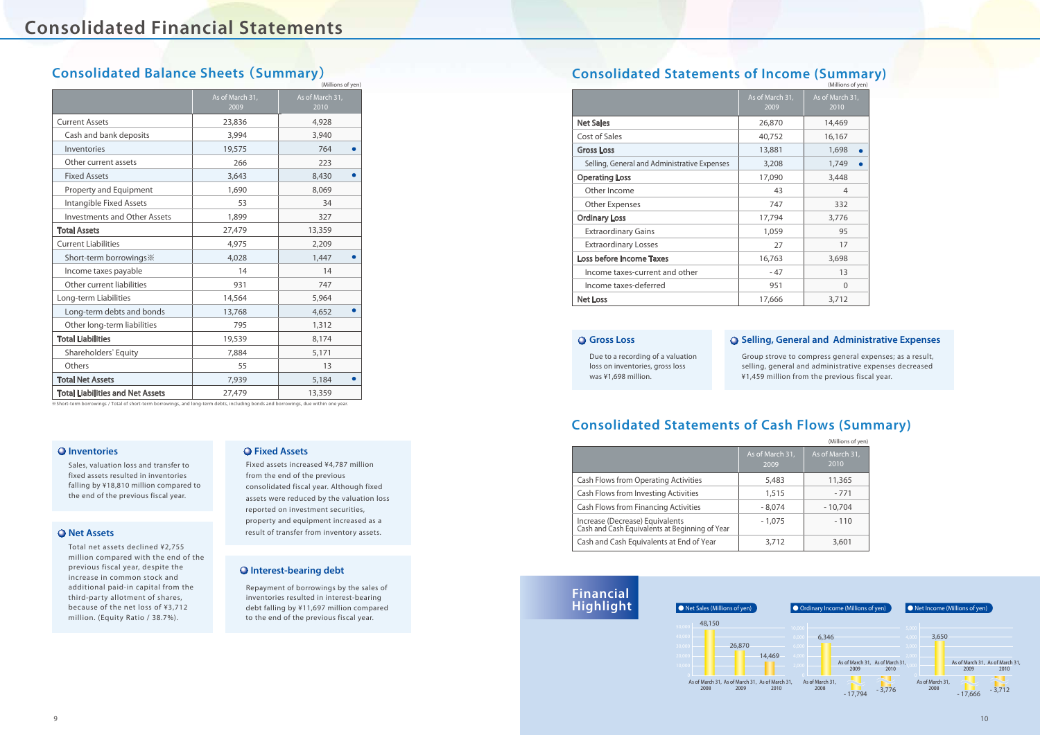# Consolidated Financial Statements

## Consolidated Balance Sheets（Summary）

(Millions of yen)

| | As of March 31, 2009 | As of March 31, 2010 |
|---|---|---|
| Current Assets | 23,836 | 4,928 |
| Cash and bank deposits | 3,994 | 3,940 |
| Inventories | 19,575 | 764 ● |
| Other current assets | 266 | 223 |
| Fixed Assets | 3,643 | 8,430 ● |
| Property and Equipment | 1,690 | 8,069 |
| Intangible Fixed Assets | 53 | 34 |
| Investments and Other Assets | 1,899 | 327 |
| **Total Assets** | 27,479 | 13,359 |
| Current Liabilities | 4,975 | 2,209 |
| Short-term borrowings※ | 4,028 | 1,447 ● |
| Income taxes payable | 14 | 14 |
| Other current liabilities | 931 | 747 |
| Long-term Liabilities | 14,564 | 5,964 |
| Long-term debts and bonds | 13,768 | 4,652 ● |
| Other long-term liabilities | 795 | 1,312 |
| **Total Liabilities** | 19,539 | 8,174 |
| Shareholders' Equity | 7,884 | 5,171 |
| Others | 55 | 13 |
| **Total Net Assets** | 7,939 | 5,184 ● |
| **Total Liabilities and Net Assets** | 27,479 | 13,359 |

※Short-term borrowings / Total of short-term borrowings, and long-term debts, including bonds and borrowings, due within one year.

### Inventories

Sales, valuation loss and transfer to fixed assets resulted in inventories falling by ¥18,810 million compared to the end of the previous fiscal year.

### Net Assets

Total net assets declined ¥2,755 million compared with the end of the previous fiscal year, despite the increase in common stock and additional paid-in capital from the third-party allotment of shares, because of the net loss of ¥3,712 million. (Equity Ratio / 38.7%).

### Fixed Assets

Fixed assets increased ¥4,787 million from the end of the previous consolidated fiscal year. Although fixed assets were reduced by the valuation loss reported on investment securities, property and equipment increased as a result of transfer from inventory assets.

### Interest-bearing debt

Repayment of borrowings by the sales of inventories resulted in interest-bearing debt falling by ¥11,697 million compared to the end of the previous fiscal year.

## Consolidated Statements of Income (Summary)

(Millions of yen)

| | As of March 31, 2009 | As of March 31, 2010 |
|---|---|---|
| **Net Sales** | 26,870 | 14,469 |
| Cost of Sales | 40,752 | 16,167 |
| **Gross Loss** | 13,881 | 1,698 ● |
| Selling, General and Administrative Expenses | 3,208 | 1,749 ● |
| **Operating Loss** | 17,090 | 3,448 |
| Other Income | 43 | 4 |
| Other Expenses | 747 | 332 |
| **Ordinary Loss** | 17,794 | 3,776 |
| Extraordinary Gains | 1,059 | 95 |
| Extraordinary Losses | 27 | 17 |
| **Loss before Income Taxes** | 16,763 | 3,698 |
| Income taxes-current and other | - 47 | 13 |
| Income taxes-deferred | 951 | 0 |
| **Net Loss** | 17,666 | 3,712 |

### Gross Loss

Due to a recording of a valuation loss on inventories, gross loss was ¥1,698 million.

### Selling, General and Administrative Expenses

Group strove to compress general expenses; as a result, selling, general and administrative expenses decreased ¥1,459 million from the previous fiscal year.

## Consolidated Statements of Cash Flows (Summary)

(Millions of yen)

| | As of March 31, 2009 | As of March 31, 2010 |
|---|---|---|
| Cash Flows from Operating Activities | 5,483 | 11,365 |
| Cash Flows from Investing Activities | 1,515 | - 771 |
| Cash Flows from Financing Activities | - 8,074 | - 10,704 |
| Increase (Decrease) Equivalents Cash and Cash Equivalents at Beginning of Year | - 1,075 | - 110 |
| Cash and Cash Equivalents at End of Year | 3,712 | 3,601 |

## Financial Highlight

Net Sales (Millions of yen)

| As of March 31, 2008 | As of March 31, 2009 | As of March 31, 2010 |
|---|---|---|
| 48,150 | 26,870 | 14,469 |

Ordinary Income (Millions of yen)

| As of March 31, 2008 | As of March 31, 2009 | As of March 31, 2010 |
|---|---|---|
| 6,346 | - 17,794 | - 3,776 |

Net Income (Millions of yen)

| As of March 31, 2008 | As of March 31, 2009 | As of March 31, 2010 |
|---|---|---|
| 3,650 | - 17,666 | - 3,712 |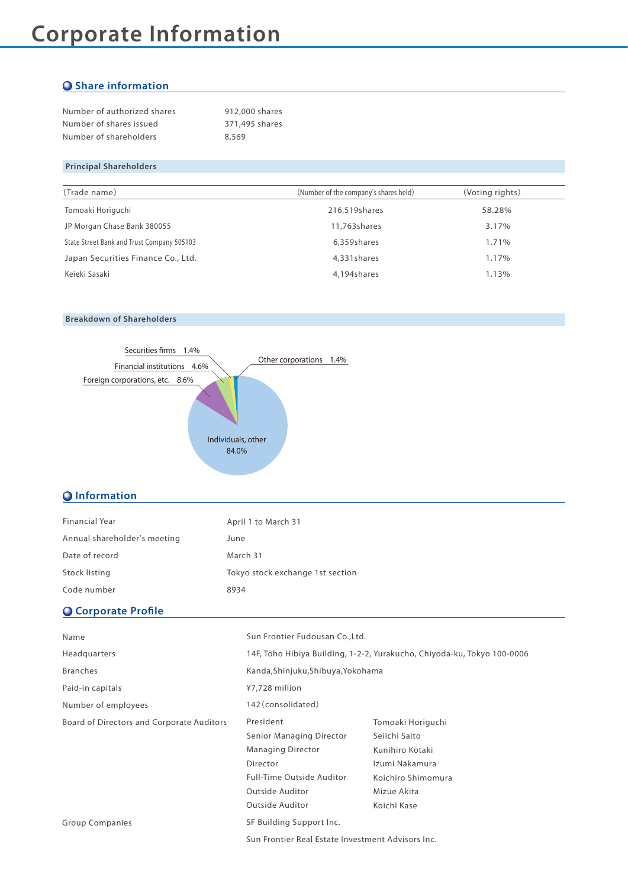# Corporate Information

## Share information

| | |
|---|---|
| Number of authorized shares | 912,000 shares |
| Number of shares issued | 371,495 shares |
| Number of shareholders | 8,569 |

### Principal Shareholders

| (Trade name) | (Number of the company's shares held) | (Voting rights) |
|---|---|---|
| Tomoaki Horiguchi | 216,519shares | 58.28% |
| JP Morgan Chase Bank 380055 | 11,763shares | 3.17% |
| State Street Bank and Trust Company 505103 | 6,359shares | 1.71% |
| Japan Securities Finance Co., Ltd. | 4,331shares | 1.17% |
| Keieki Sasaki | 4,194shares | 1.13% |

### Breakdown of Shareholders

Securities firms 1.4%
Financial institutions 4.6%
Foreign corporations, etc. 8.6%
Other corporations 1.4%
Individuals, other 84.0%

## Information

| | |
|---|---|
| Financial Year | April 1 to March 31 |
| Annual shareholder's meeting | June |
| Date of record | March 31 |
| Stock listing | Tokyo stock exchange 1st section |
| Code number | 8934 |

## Corporate Profile

| | | |
|---|---|---|
| Name | Sun Frontier Fudousan Co.,Ltd. | |
| Headquarters | 14F, Toho Hibiya Building, 1-2-2, Yurakucho, Chiyoda-ku, Tokyo 100-0006 | |
| Branches | Kanda,Shinjuku,Shibuya,Yokohama | |
| Paid-in capitals | ¥7,728 million | |
| Number of employees | 142 (consolidated) | |
| Board of Directors and Corporate Auditors | President | Tomoaki Horiguchi |
| | Senior Managing Director | Seiichi Saito |
| | Managing Director | Kunihiro Kotaki |
| | Director | Izumi Nakamura |
| | Full-Time Outside Auditor | Koichiro Shimomura |
| | Outside Auditor | Mizue Akita |
| | Outside Auditor | Koichi Kase |
| Group Companies | SF Building Support Inc. | |
| | Sun Frontier Real Estate Investment Advisors Inc. | |